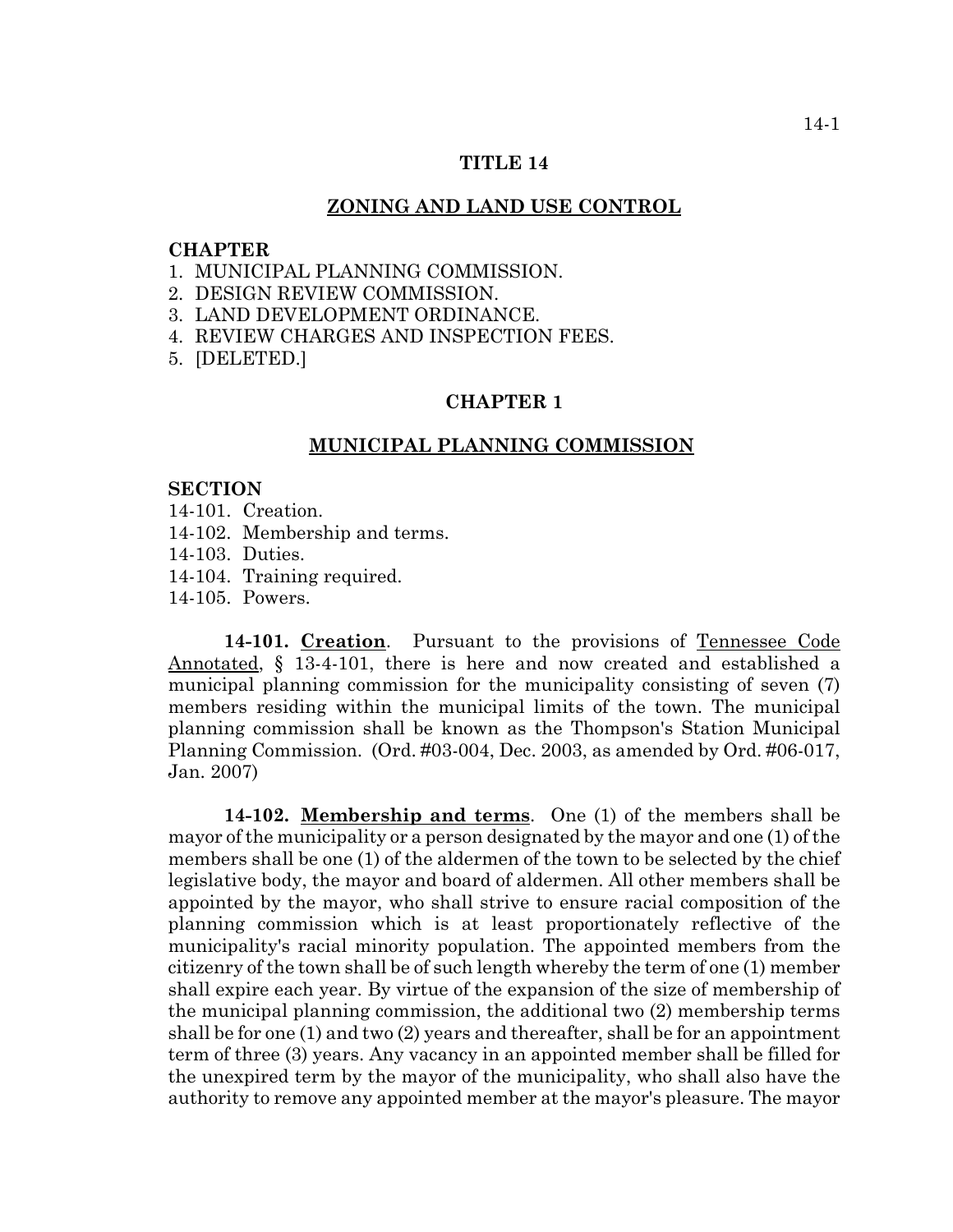# TITLE 14

## ZONING AND LAND USE CONTROL

**CHAPTER**

1. MUNICIPAL PLANNING COMMISSION.
2. DESIGN REVIEW COMMISSION.
3. LAND DEVELOPMENT ORDINANCE.
4. REVIEW CHARGES AND INSPECTION FEES.
5. [DELETED.]

## CHAPTER 1

## MUNICIPAL PLANNING COMMISSION

**SECTION**

14-101. Creation.
14-102. Membership and terms.
14-103. Duties.
14-104. Training required.
14-105. Powers.

**14-101. Creation**. Pursuant to the provisions of Tennessee Code Annotated, § 13-4-101, there is here and now created and established a municipal planning commission for the municipality consisting of seven (7) members residing within the municipal limits of the town. The municipal planning commission shall be known as the Thompson's Station Municipal Planning Commission. (Ord. #03-004, Dec. 2003, as amended by Ord. #06-017, Jan. 2007)

**14-102. Membership and terms**. One (1) of the members shall be mayor of the municipality or a person designated by the mayor and one (1) of the members shall be one (1) of the aldermen of the town to be selected by the chief legislative body, the mayor and board of aldermen. All other members shall be appointed by the mayor, who shall strive to ensure racial composition of the planning commission which is at least proportionately reflective of the municipality's racial minority population. The appointed members from the citizenry of the town shall be of such length whereby the term of one (1) member shall expire each year. By virtue of the expansion of the size of membership of the municipal planning commission, the additional two (2) membership terms shall be for one (1) and two (2) years and thereafter, shall be for an appointment term of three (3) years. Any vacancy in an appointed member shall be filled for the unexpired term by the mayor of the municipality, who shall also have the authority to remove any appointed member at the mayor's pleasure. The mayor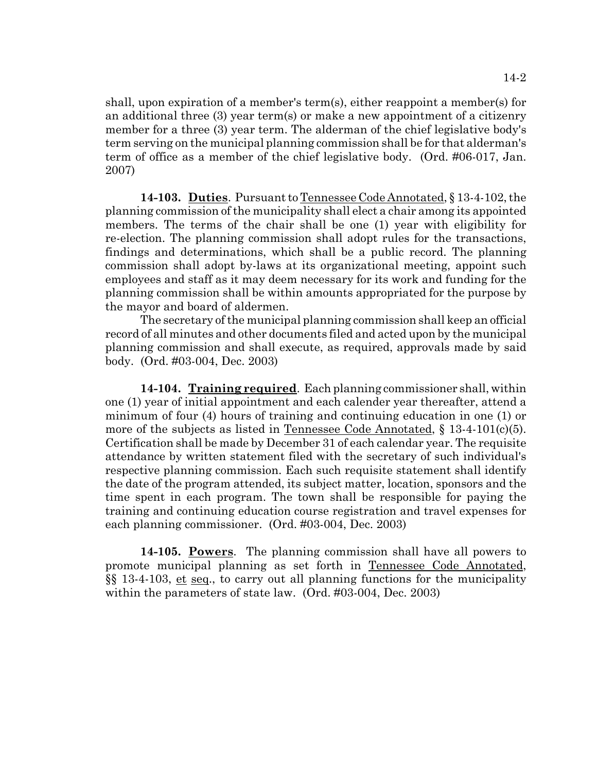shall, upon expiration of a member's term(s), either reappoint a member(s) for an additional three (3) year term(s) or make a new appointment of a citizenry member for a three (3) year term. The alderman of the chief legislative body's term serving on the municipal planning commission shall be for that alderman's term of office as a member of the chief legislative body. (Ord. #06-017, Jan. 2007)

**14-103. Duties**. Pursuant to Tennessee Code Annotated, § 13-4-102, the planning commission of the municipality shall elect a chair among its appointed members. The terms of the chair shall be one (1) year with eligibility for re-election. The planning commission shall adopt rules for the transactions, findings and determinations, which shall be a public record. The planning commission shall adopt by-laws at its organizational meeting, appoint such employees and staff as it may deem necessary for its work and funding for the planning commission shall be within amounts appropriated for the purpose by the mayor and board of aldermen.

The secretary of the municipal planning commission shall keep an official record of all minutes and other documents filed and acted upon by the municipal planning commission and shall execute, as required, approvals made by said body. (Ord. #03-004, Dec. 2003)

**14-104. Training required**. Each planning commissioner shall, within one (1) year of initial appointment and each calender year thereafter, attend a minimum of four (4) hours of training and continuing education in one (1) or more of the subjects as listed in Tennessee Code Annotated, § 13-4-101(c)(5). Certification shall be made by December 31 of each calendar year. The requisite attendance by written statement filed with the secretary of such individual's respective planning commission. Each such requisite statement shall identify the date of the program attended, its subject matter, location, sponsors and the time spent in each program. The town shall be responsible for paying the training and continuing education course registration and travel expenses for each planning commissioner. (Ord. #03-004, Dec. 2003)

**14-105. Powers**. The planning commission shall have all powers to promote municipal planning as set forth in Tennessee Code Annotated, §§ 13-4-103, et seq., to carry out all planning functions for the municipality within the parameters of state law. (Ord. #03-004, Dec. 2003)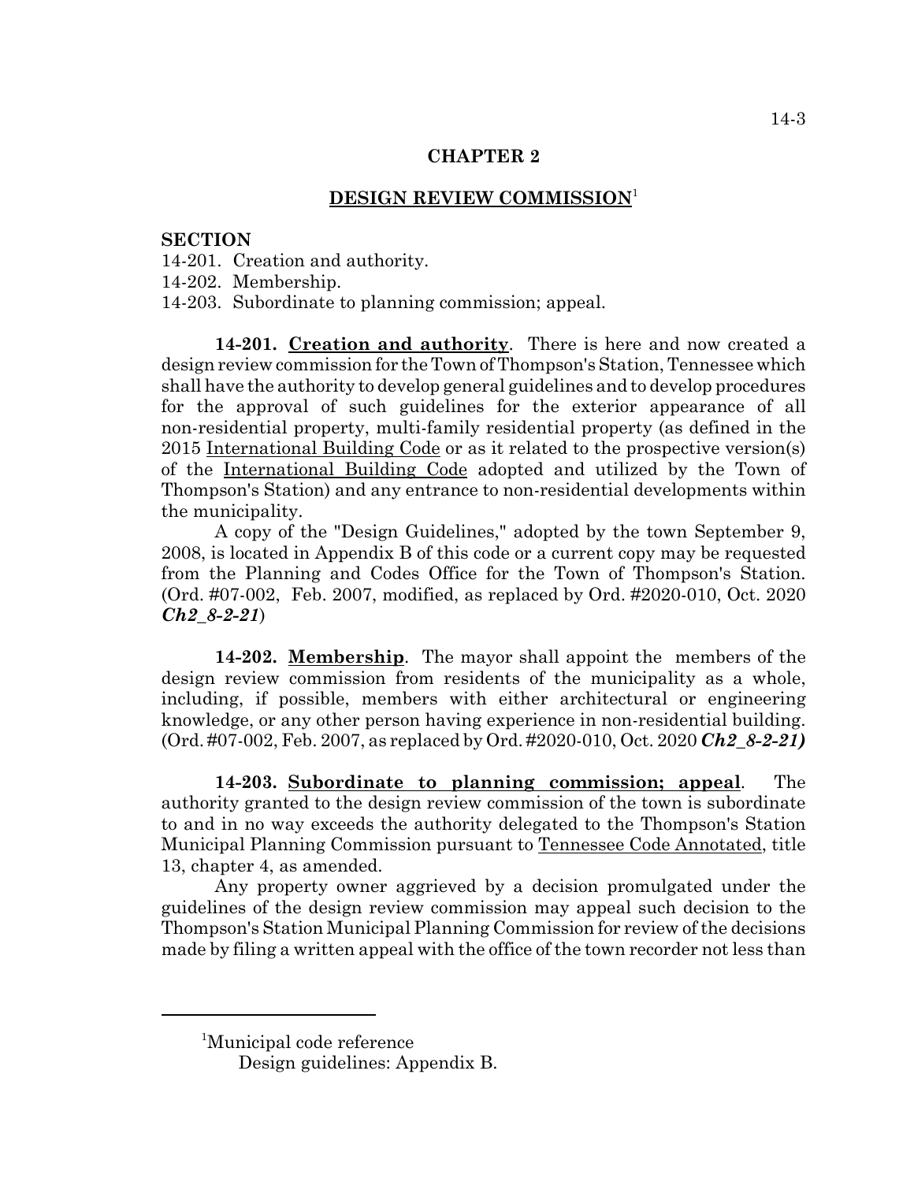# CHAPTER 2

## DESIGN REVIEW COMMISSION[1]

**SECTION**

14-201. Creation and authority.
14-202. Membership.
14-203. Subordinate to planning commission; appeal.

**14-201. Creation and authority**. There is here and now created a design review commission for the Town of Thompson's Station, Tennessee which shall have the authority to develop general guidelines and to develop procedures for the approval of such guidelines for the exterior appearance of all non-residential property, multi-family residential property (as defined in the 2015 International Building Code or as it related to the prospective version(s) of the International Building Code adopted and utilized by the Town of Thompson's Station) and any entrance to non-residential developments within the municipality.

A copy of the "Design Guidelines," adopted by the town September 9, 2008, is located in Appendix B of this code or a current copy may be requested from the Planning and Codes Office for the Town of Thompson's Station. (Ord. #07-002, Feb. 2007, modified, as replaced by Ord. #2020-010, Oct. 2020 ***Ch2_8-2-21***)

**14-202. Membership**. The mayor shall appoint the members of the design review commission from residents of the municipality as a whole, including, if possible, members with either architectural or engineering knowledge, or any other person having experience in non-residential building. (Ord. #07-002, Feb. 2007, as replaced by Ord. #2020-010, Oct. 2020 ***Ch2_8-2-21)***

**14-203. Subordinate to planning commission; appeal**. The authority granted to the design review commission of the town is subordinate to and in no way exceeds the authority delegated to the Thompson's Station Municipal Planning Commission pursuant to Tennessee Code Annotated, title 13, chapter 4, as amended.

Any property owner aggrieved by a decision promulgated under the guidelines of the design review commission may appeal such decision to the Thompson's Station Municipal Planning Commission for review of the decisions made by filing a written appeal with the office of the town recorder not less than

---

[1]Municipal code reference
Design guidelines: Appendix B.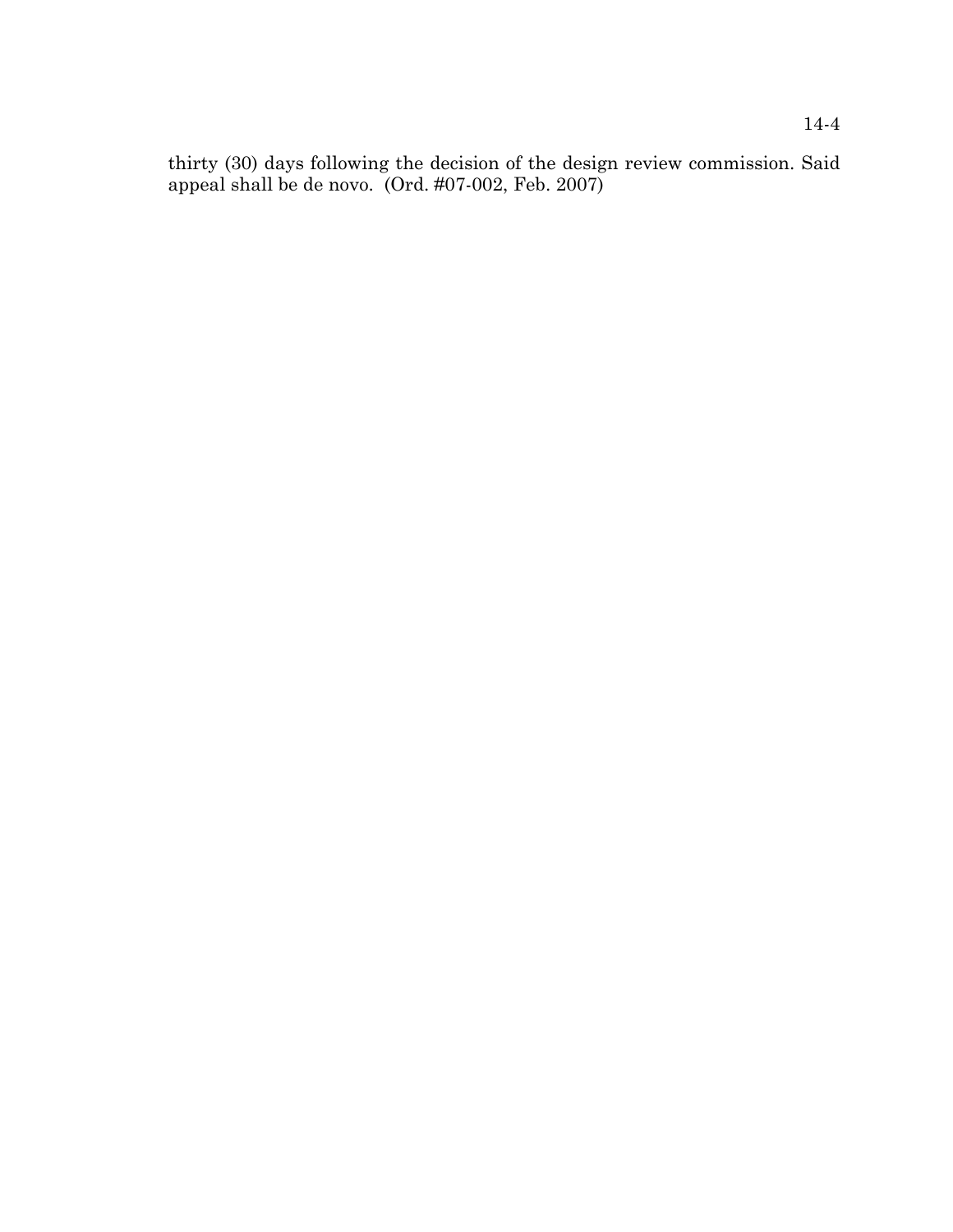thirty (30) days following the decision of the design review commission. Said appeal shall be de novo. (Ord. #07-002, Feb. 2007)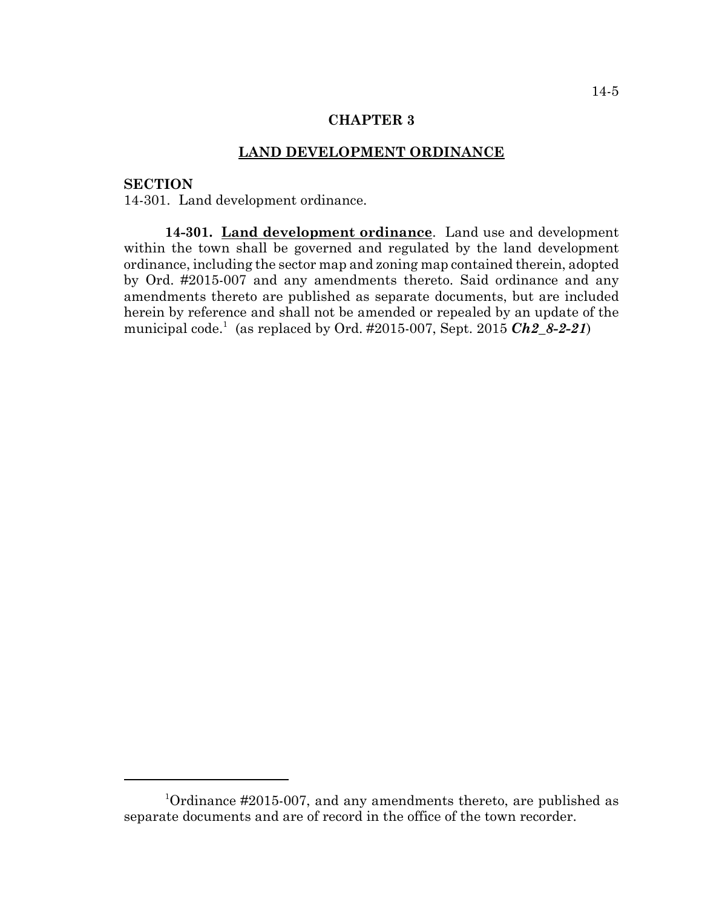# CHAPTER 3

## LAND DEVELOPMENT ORDINANCE

**SECTION**

14-301. Land development ordinance.

**14-301. Land development ordinance**. Land use and development within the town shall be governed and regulated by the land development ordinance, including the sector map and zoning map contained therein, adopted by Ord. #2015-007 and any amendments thereto. Said ordinance and any amendments thereto are published as separate documents, but are included herein by reference and shall not be amended or repealed by an update of the municipal code.[1] (as replaced by Ord. #2015-007, Sept. 2015 ***Ch2_8-2-21***)

---

[1]Ordinance #2015-007, and any amendments thereto, are published as separate documents and are of record in the office of the town recorder.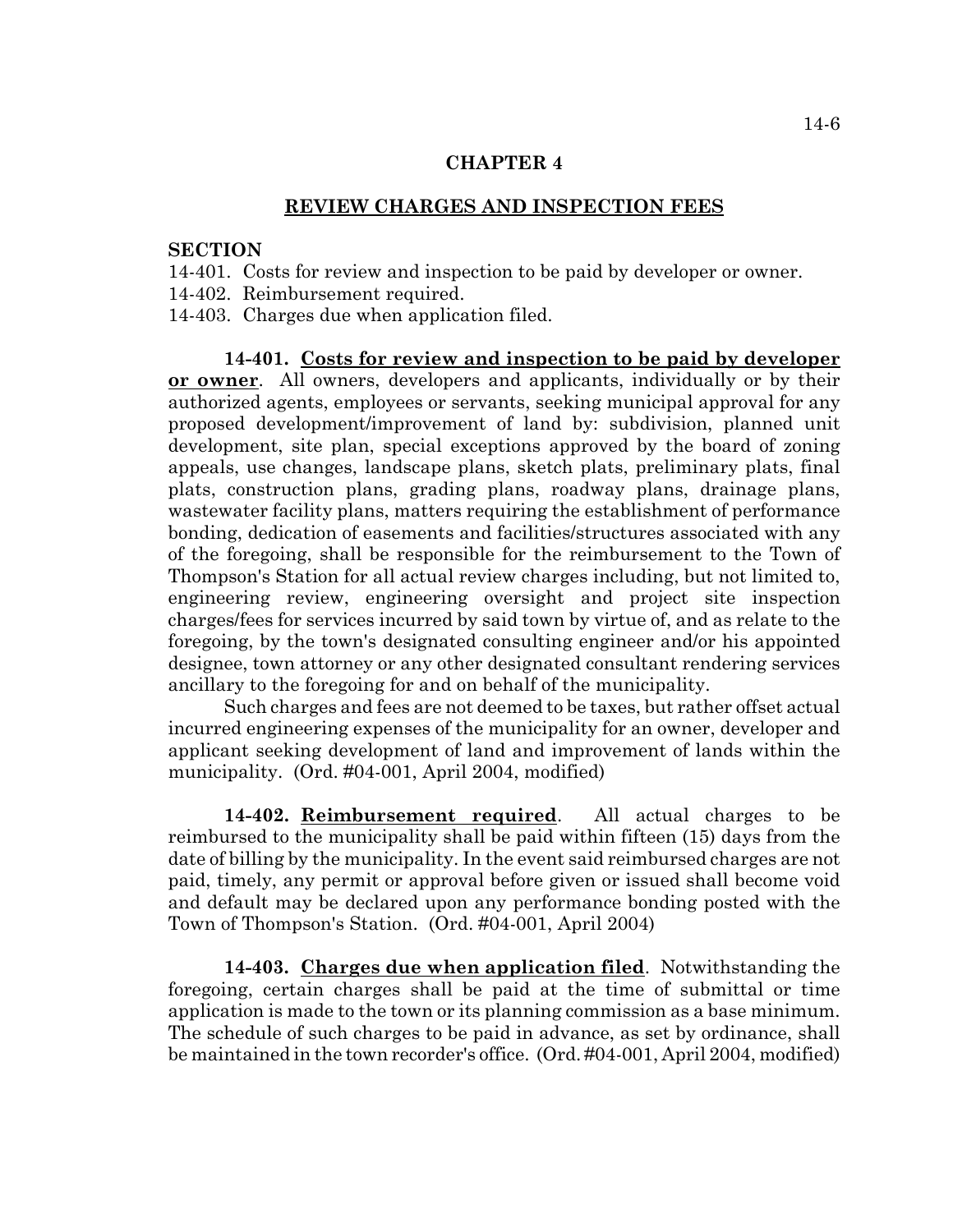# CHAPTER 4

## REVIEW CHARGES AND INSPECTION FEES

**SECTION**

14-401. Costs for review and inspection to be paid by developer or owner.
14-402. Reimbursement required.
14-403. Charges due when application filed.

**14-401. Costs for review and inspection to be paid by developer or owner**. All owners, developers and applicants, individually or by their authorized agents, employees or servants, seeking municipal approval for any proposed development/improvement of land by: subdivision, planned unit development, site plan, special exceptions approved by the board of zoning appeals, use changes, landscape plans, sketch plats, preliminary plats, final plats, construction plans, grading plans, roadway plans, drainage plans, wastewater facility plans, matters requiring the establishment of performance bonding, dedication of easements and facilities/structures associated with any of the foregoing, shall be responsible for the reimbursement to the Town of Thompson's Station for all actual review charges including, but not limited to, engineering review, engineering oversight and project site inspection charges/fees for services incurred by said town by virtue of, and as relate to the foregoing, by the town's designated consulting engineer and/or his appointed designee, town attorney or any other designated consultant rendering services ancillary to the foregoing for and on behalf of the municipality.

Such charges and fees are not deemed to be taxes, but rather offset actual incurred engineering expenses of the municipality for an owner, developer and applicant seeking development of land and improvement of lands within the municipality. (Ord. #04-001, April 2004, modified)

**14-402. Reimbursement required**. All actual charges to be reimbursed to the municipality shall be paid within fifteen (15) days from the date of billing by the municipality. In the event said reimbursed charges are not paid, timely, any permit or approval before given or issued shall become void and default may be declared upon any performance bonding posted with the Town of Thompson's Station. (Ord. #04-001, April 2004)

**14-403. Charges due when application filed**. Notwithstanding the foregoing, certain charges shall be paid at the time of submittal or time application is made to the town or its planning commission as a base minimum. The schedule of such charges to be paid in advance, as set by ordinance, shall be maintained in the town recorder's office. (Ord. #04-001, April 2004, modified)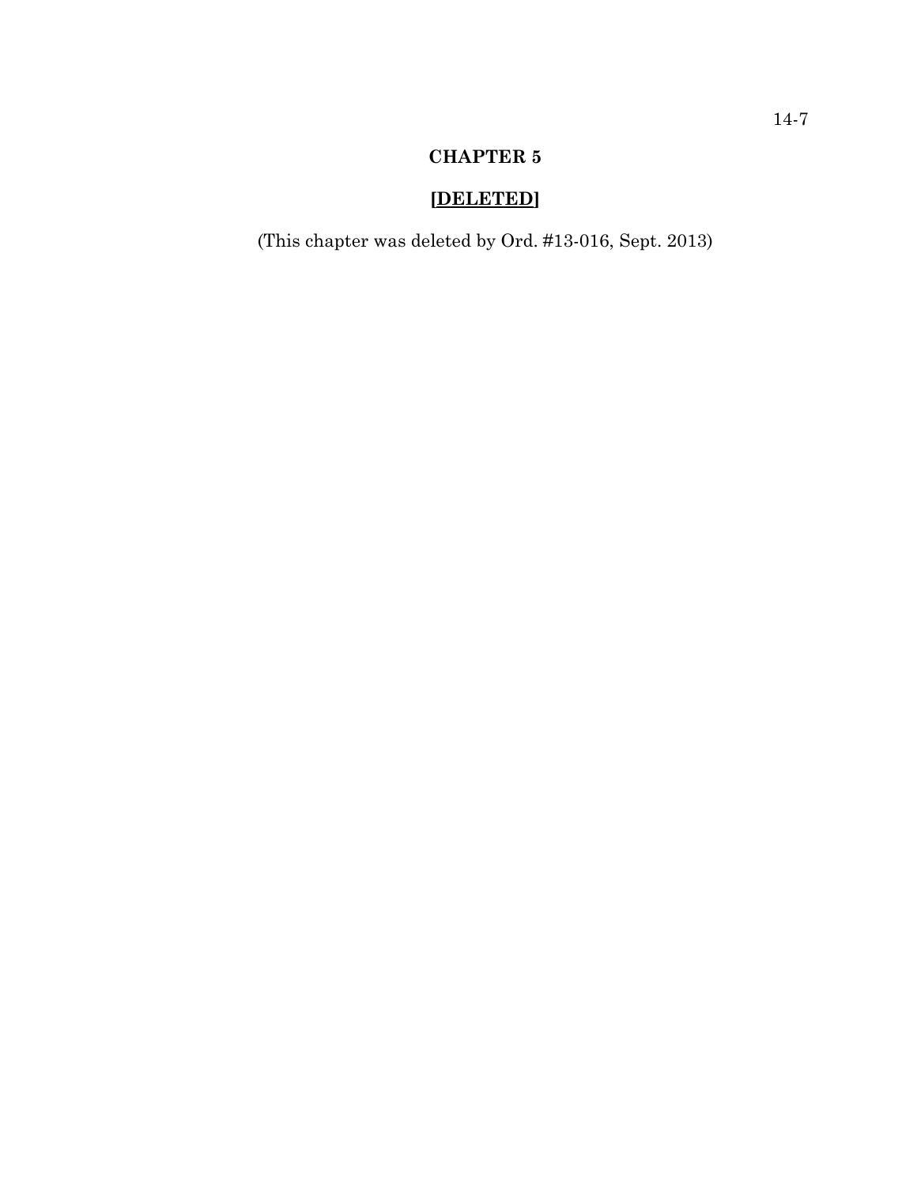# CHAPTER 5

## [DELETED]

(This chapter was deleted by Ord. #13-016, Sept. 2013)